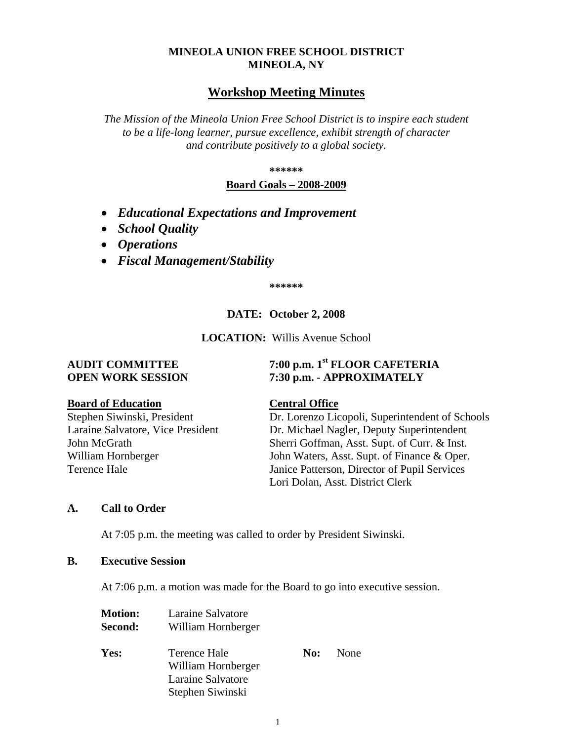**MINEOLA UNION FREE SCHOOL DISTRICT**
**MINEOLA, NY**

# Workshop Meeting Minutes

*The Mission of the Mineola Union Free School District is to inspire each student to be a life-long learner, pursue excellence, exhibit strength of character and contribute positively to a global society.*

**\*\*\*\*\*\***

**Board Goals – 2008-2009**

- ***Educational Expectations and Improvement***
- ***School Quality***
- ***Operations***
- ***Fiscal Management/Stability***

**\*\*\*\*\*\***

**DATE: October 2, 2008**

**LOCATION:** Willis Avenue School

**AUDIT COMMITTEE** — **7:00 p.m. 1st FLOOR CAFETERIA**
**OPEN WORK SESSION** — **7:30 p.m. - APPROXIMATELY**

| Board of Education | Central Office |
|---|---|
| Stephen Siwinski, President | Dr. Lorenzo Licopoli, Superintendent of Schools |
| Laraine Salvatore, Vice President | Dr. Michael Nagler, Deputy Superintendent |
| John McGrath | Sherri Goffman, Asst. Supt. of Curr. & Inst. |
| William Hornberger | John Waters, Asst. Supt. of Finance & Oper. |
| Terence Hale | Janice Patterson, Director of Pupil Services |
| | Lori Dolan, Asst. District Clerk |

## A. Call to Order

At 7:05 p.m. the meeting was called to order by President Siwinski.

## B. Executive Session

At 7:06 p.m. a motion was made for the Board to go into executive session.

**Motion:** Laraine Salvatore
**Second:** William Hornberger

**Yes:** Terence Hale, William Hornberger, Laraine Salvatore, Stephen Siwinski

**No:** None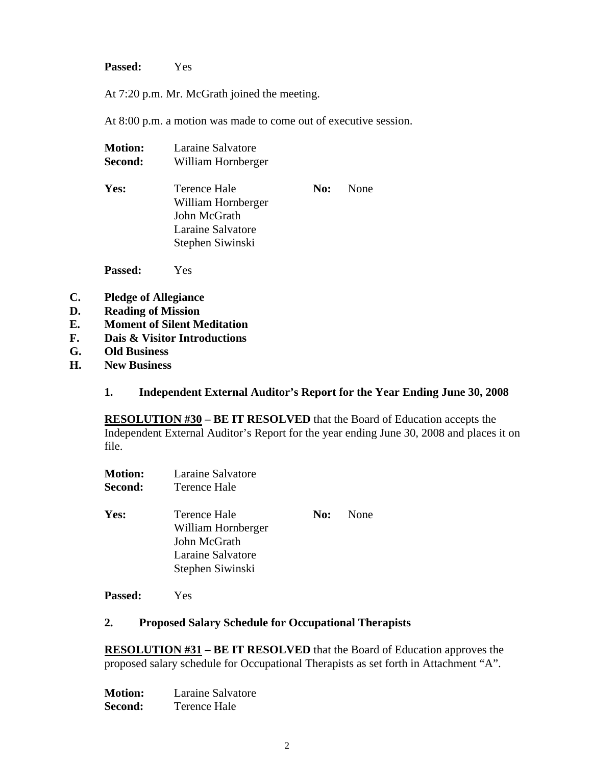**Passed:** Yes

At 7:20 p.m. Mr. McGrath joined the meeting.

At 8:00 p.m. a motion was made to come out of executive session.

**Motion:** Laraine Salvatore
**Second:** William Hornberger

**Yes:** Terence Hale, William Hornberger, John McGrath, Laraine Salvatore, Stephen Siwinski **No:** None

**Passed:** Yes

**C. Pledge of Allegiance**
**D. Reading of Mission**
**E. Moment of Silent Meditation**
**F. Dais & Visitor Introductions**
**G. Old Business**
**H. New Business**

**1. Independent External Auditor's Report for the Year Ending June 30, 2008**

**RESOLUTION #30 – BE IT RESOLVED** that the Board of Education accepts the Independent External Auditor's Report for the year ending June 30, 2008 and places it on file.

**Motion:** Laraine Salvatore
**Second:** Terence Hale

**Yes:** Terence Hale, William Hornberger, John McGrath, Laraine Salvatore, Stephen Siwinski **No:** None

**Passed:** Yes

**2. Proposed Salary Schedule for Occupational Therapists**

**RESOLUTION #31 – BE IT RESOLVED** that the Board of Education approves the proposed salary schedule for Occupational Therapists as set forth in Attachment "A".

**Motion:** Laraine Salvatore
**Second:** Terence Hale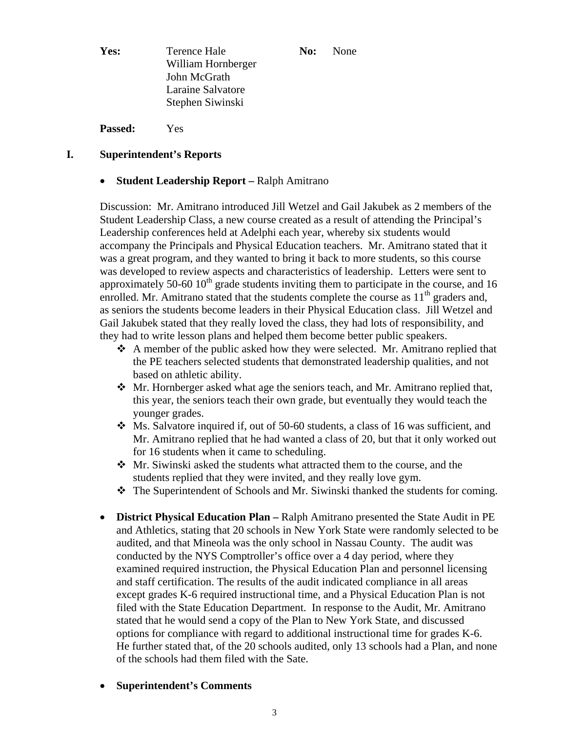| **Yes:** | Terence Hale | **No:** | None |
|---|---|---|---|
| | William Hornberger | | |
| | John McGrath | | |
| | Laraine Salvatore | | |
| | Stephen Siwinski | | |

**Passed:** Yes

## I. Superintendent's Reports

- **Student Leadership Report –** Ralph Amitrano

Discussion: Mr. Amitrano introduced Jill Wetzel and Gail Jakubek as 2 members of the Student Leadership Class, a new course created as a result of attending the Principal's Leadership conferences held at Adelphi each year, whereby six students would accompany the Principals and Physical Education teachers. Mr. Amitrano stated that it was a great program, and they wanted to bring it back to more students, so this course was developed to review aspects and characteristics of leadership. Letters were sent to approximately 50-60 10th grade students inviting them to participate in the course, and 16 enrolled. Mr. Amitrano stated that the students complete the course as 11th graders and, as seniors the students become leaders in their Physical Education class. Jill Wetzel and Gail Jakubek stated that they really loved the class, they had lots of responsibility, and they had to write lesson plans and helped them become better public speakers.

- ❖ A member of the public asked how they were selected. Mr. Amitrano replied that the PE teachers selected students that demonstrated leadership qualities, and not based on athletic ability.
- ❖ Mr. Hornberger asked what age the seniors teach, and Mr. Amitrano replied that, this year, the seniors teach their own grade, but eventually they would teach the younger grades.
- ❖ Ms. Salvatore inquired if, out of 50-60 students, a class of 16 was sufficient, and Mr. Amitrano replied that he had wanted a class of 20, but that it only worked out for 16 students when it came to scheduling.
- ❖ Mr. Siwinski asked the students what attracted them to the course, and the students replied that they were invited, and they really love gym.
- ❖ The Superintendent of Schools and Mr. Siwinski thanked the students for coming.

- **District Physical Education Plan –** Ralph Amitrano presented the State Audit in PE and Athletics, stating that 20 schools in New York State were randomly selected to be audited, and that Mineola was the only school in Nassau County. The audit was conducted by the NYS Comptroller's office over a 4 day period, where they examined required instruction, the Physical Education Plan and personnel licensing and staff certification. The results of the audit indicated compliance in all areas except grades K-6 required instructional time, and a Physical Education Plan is not filed with the State Education Department. In response to the Audit, Mr. Amitrano stated that he would send a copy of the Plan to New York State, and discussed options for compliance with regard to additional instructional time for grades K-6. He further stated that, of the 20 schools audited, only 13 schools had a Plan, and none of the schools had them filed with the Sate.

- **Superintendent's Comments**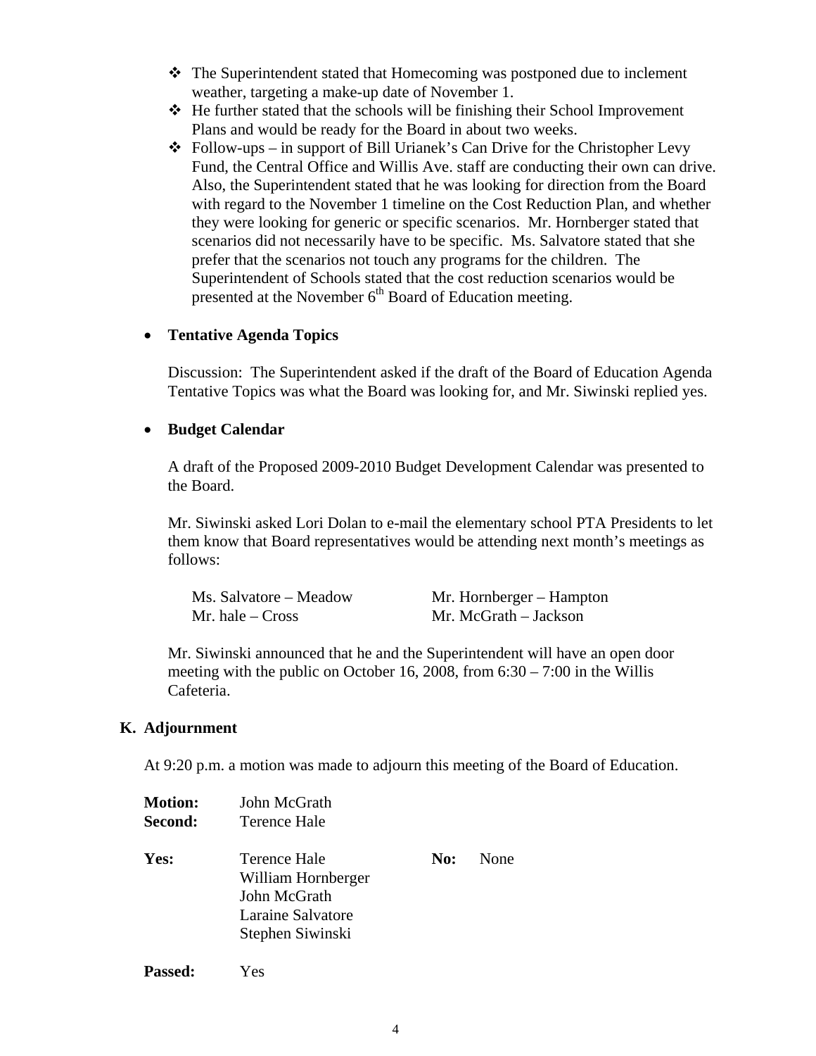- The Superintendent stated that Homecoming was postponed due to inclement weather, targeting a make-up date of November 1.
- He further stated that the schools will be finishing their School Improvement Plans and would be ready for the Board in about two weeks.
- Follow-ups – in support of Bill Urianek's Can Drive for the Christopher Levy Fund, the Central Office and Willis Ave. staff are conducting their own can drive. Also, the Superintendent stated that he was looking for direction from the Board with regard to the November 1 timeline on the Cost Reduction Plan, and whether they were looking for generic or specific scenarios. Mr. Hornberger stated that scenarios did not necessarily have to be specific. Ms. Salvatore stated that she prefer that the scenarios not touch any programs for the children. The Superintendent of Schools stated that the cost reduction scenarios would be presented at the November 6th Board of Education meeting.

- **Tentative Agenda Topics**

  Discussion: The Superintendent asked if the draft of the Board of Education Agenda Tentative Topics was what the Board was looking for, and Mr. Siwinski replied yes.

- **Budget Calendar**

  A draft of the Proposed 2009-2010 Budget Development Calendar was presented to the Board.

  Mr. Siwinski asked Lori Dolan to e-mail the elementary school PTA Presidents to let them know that Board representatives would be attending next month's meetings as follows:

  | | |
  |---|---|
  | Ms. Salvatore – Meadow | Mr. Hornberger – Hampton |
  | Mr. hale – Cross | Mr. McGrath – Jackson |

  Mr. Siwinski announced that he and the Superintendent will have an open door meeting with the public on October 16, 2008, from 6:30 – 7:00 in the Willis Cafeteria.

## K. Adjournment

At 9:20 p.m. a motion was made to adjourn this meeting of the Board of Education.

**Motion:** John McGrath
**Second:** Terence Hale

**Yes:** Terence Hale, William Hornberger, John McGrath, Laraine Salvatore, Stephen Siwinski

**No:** None

**Passed:** Yes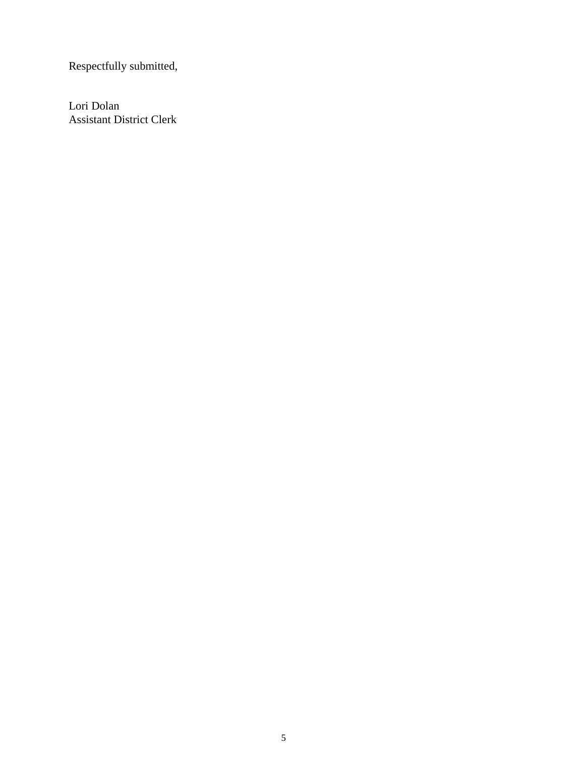Respectfully submitted,

Lori Dolan
Assistant District Clerk